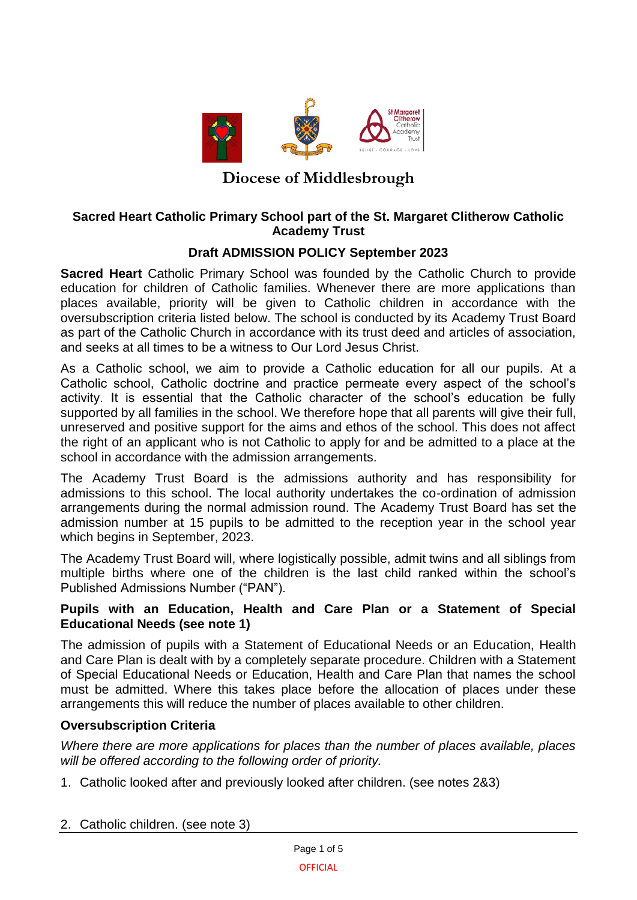# Diocese of Middlesbrough

## Sacred Heart Catholic Primary School part of the St. Margaret Clitherow Catholic Academy Trust

## Draft ADMISSION POLICY September 2023

**Sacred Heart** Catholic Primary School was founded by the Catholic Church to provide education for children of Catholic families. Whenever there are more applications than places available, priority will be given to Catholic children in accordance with the oversubscription criteria listed below. The school is conducted by its Academy Trust Board as part of the Catholic Church in accordance with its trust deed and articles of association, and seeks at all times to be a witness to Our Lord Jesus Christ.

As a Catholic school, we aim to provide a Catholic education for all our pupils. At a Catholic school, Catholic doctrine and practice permeate every aspect of the school's activity. It is essential that the Catholic character of the school's education be fully supported by all families in the school. We therefore hope that all parents will give their full, unreserved and positive support for the aims and ethos of the school. This does not affect the right of an applicant who is not Catholic to apply for and be admitted to a place at the school in accordance with the admission arrangements.

The Academy Trust Board is the admissions authority and has responsibility for admissions to this school. The local authority undertakes the co-ordination of admission arrangements during the normal admission round. The Academy Trust Board has set the admission number at 15 pupils to be admitted to the reception year in the school year which begins in September, 2023.

The Academy Trust Board will, where logistically possible, admit twins and all siblings from multiple births where one of the children is the last child ranked within the school's Published Admissions Number ("PAN").

### Pupils with an Education, Health and Care Plan or a Statement of Special Educational Needs (see note 1)

The admission of pupils with a Statement of Educational Needs or an Education, Health and Care Plan is dealt with by a completely separate procedure. Children with a Statement of Special Educational Needs or Education, Health and Care Plan that names the school must be admitted. Where this takes place before the allocation of places under these arrangements this will reduce the number of places available to other children.

### Oversubscription Criteria

*Where there are more applications for places than the number of places available, places will be offered according to the following order of priority.*

1. Catholic looked after and previously looked after children. (see notes 2&3)

2. Catholic children. (see note 3)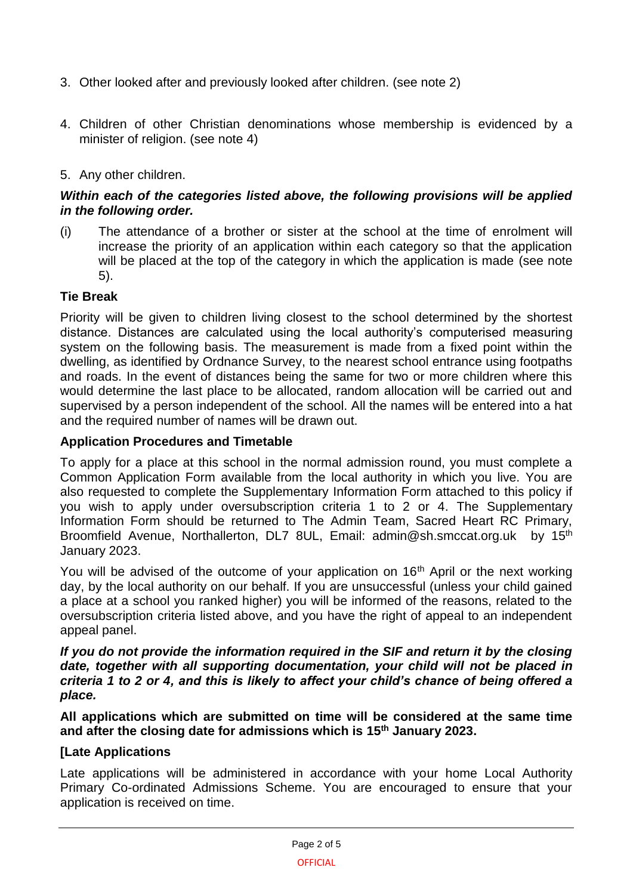3. Other looked after and previously looked after children. (see note 2)

4. Children of other Christian denominations whose membership is evidenced by a minister of religion. (see note 4)

5. Any other children.

***Within each of the categories listed above, the following provisions will be applied in the following order.***

(i) The attendance of a brother or sister at the school at the time of enrolment will increase the priority of an application within each category so that the application will be placed at the top of the category in which the application is made (see note 5).

**Tie Break**

Priority will be given to children living closest to the school determined by the shortest distance. Distances are calculated using the local authority's computerised measuring system on the following basis. The measurement is made from a fixed point within the dwelling, as identified by Ordnance Survey, to the nearest school entrance using footpaths and roads. In the event of distances being the same for two or more children where this would determine the last place to be allocated, random allocation will be carried out and supervised by a person independent of the school. All the names will be entered into a hat and the required number of names will be drawn out.

**Application Procedures and Timetable**

To apply for a place at this school in the normal admission round, you must complete a Common Application Form available from the local authority in which you live. You are also requested to complete the Supplementary Information Form attached to this policy if you wish to apply under oversubscription criteria 1 to 2 or 4. The Supplementary Information Form should be returned to The Admin Team, Sacred Heart RC Primary, Broomfield Avenue, Northallerton, DL7 8UL, Email: admin@sh.smccat.org.uk by 15th January 2023.

You will be advised of the outcome of your application on 16th April or the next working day, by the local authority on our behalf. If you are unsuccessful (unless your child gained a place at a school you ranked higher) you will be informed of the reasons, related to the oversubscription criteria listed above, and you have the right of appeal to an independent appeal panel.

***If you do not provide the information required in the SIF and return it by the closing date, together with all supporting documentation, your child will not be placed in criteria 1 to 2 or 4, and this is likely to affect your child's chance of being offered a place.***

**All applications which are submitted on time will be considered at the same time and after the closing date for admissions which is 15th January 2023.**

**[Late Applications**

Late applications will be administered in accordance with your home Local Authority Primary Co-ordinated Admissions Scheme. You are encouraged to ensure that your application is received on time.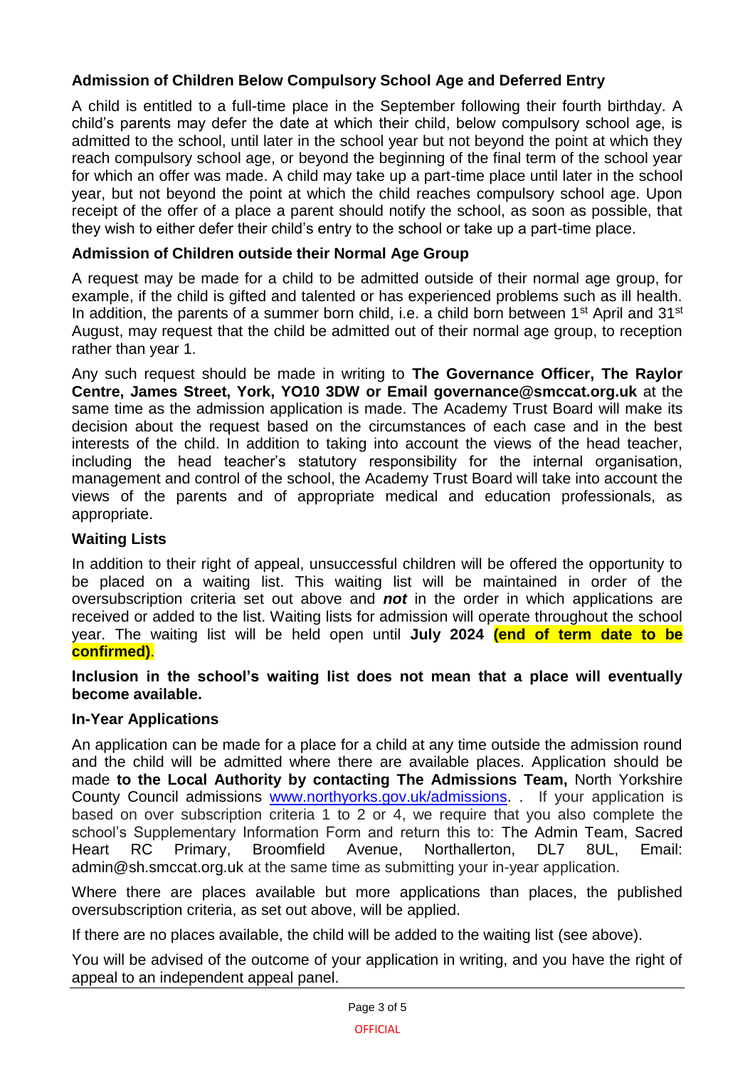### Admission of Children Below Compulsory School Age and Deferred Entry

A child is entitled to a full-time place in the September following their fourth birthday. A child's parents may defer the date at which their child, below compulsory school age, is admitted to the school, until later in the school year but not beyond the point at which they reach compulsory school age, or beyond the beginning of the final term of the school year for which an offer was made. A child may take up a part-time place until later in the school year, but not beyond the point at which the child reaches compulsory school age. Upon receipt of the offer of a place a parent should notify the school, as soon as possible, that they wish to either defer their child's entry to the school or take up a part-time place.

### Admission of Children outside their Normal Age Group

A request may be made for a child to be admitted outside of their normal age group, for example, if the child is gifted and talented or has experienced problems such as ill health. In addition, the parents of a summer born child, i.e. a child born between 1st April and 31st August, may request that the child be admitted out of their normal age group, to reception rather than year 1.

Any such request should be made in writing to **The Governance Officer, The Raylor Centre, James Street, York, YO10 3DW or Email governance@smccat.org.uk** at the same time as the admission application is made. The Academy Trust Board will make its decision about the request based on the circumstances of each case and in the best interests of the child. In addition to taking into account the views of the head teacher, including the head teacher's statutory responsibility for the internal organisation, management and control of the school, the Academy Trust Board will take into account the views of the parents and of appropriate medical and education professionals, as appropriate.

### Waiting Lists

In addition to their right of appeal, unsuccessful children will be offered the opportunity to be placed on a waiting list. This waiting list will be maintained in order of the oversubscription criteria set out above and ***not*** in the order in which applications are received or added to the list. Waiting lists for admission will operate throughout the school year. The waiting list will be held open until **July 2024** **(end of term date to be confirmed)**.

**Inclusion in the school's waiting list does not mean that a place will eventually become available.**

### In-Year Applications

An application can be made for a place for a child at any time outside the admission round and the child will be admitted where there are available places. Application should be made **to the Local Authority by contacting The Admissions Team,** North Yorkshire County Council admissions [www.northyorks.gov.uk/admissions](http://www.northyorks.gov.uk/admissions). . If your application is based on over subscription criteria 1 to 2 or 4, we require that you also complete the school's Supplementary Information Form and return this to: The Admin Team, Sacred Heart RC Primary, Broomfield Avenue, Northallerton, DL7 8UL, Email: admin@sh.smccat.org.uk at the same time as submitting your in-year application.

Where there are places available but more applications than places, the published oversubscription criteria, as set out above, will be applied.

If there are no places available, the child will be added to the waiting list (see above).

You will be advised of the outcome of your application in writing, and you have the right of appeal to an independent appeal panel.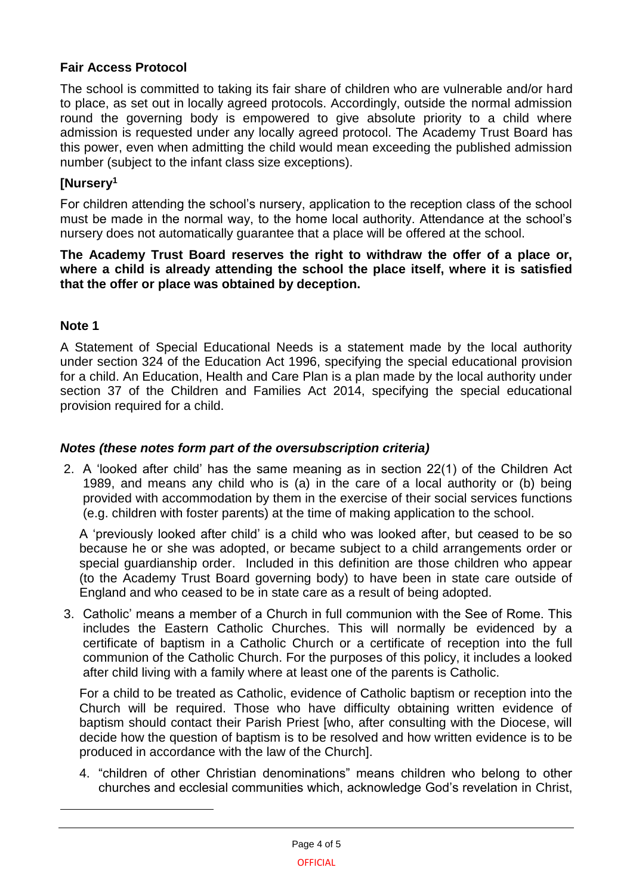**Fair Access Protocol**

The school is committed to taking its fair share of children who are vulnerable and/or hard to place, as set out in locally agreed protocols. Accordingly, outside the normal admission round the governing body is empowered to give absolute priority to a child where admission is requested under any locally agreed protocol. The Academy Trust Board has this power, even when admitting the child would mean exceeding the published admission number (subject to the infant class size exceptions).

**[Nursery[1]**

For children attending the school's nursery, application to the reception class of the school must be made in the normal way, to the home local authority. Attendance at the school's nursery does not automatically guarantee that a place will be offered at the school.

**The Academy Trust Board reserves the right to withdraw the offer of a place or, where a child is already attending the school the place itself, where it is satisfied that the offer or place was obtained by deception.**

**Note 1**

A Statement of Special Educational Needs is a statement made by the local authority under section 324 of the Education Act 1996, specifying the special educational provision for a child. An Education, Health and Care Plan is a plan made by the local authority under section 37 of the Children and Families Act 2014, specifying the special educational provision required for a child.

***Notes (these notes form part of the oversubscription criteria)***

2. A 'looked after child' has the same meaning as in section 22(1) of the Children Act 1989, and means any child who is (a) in the care of a local authority or (b) being provided with accommodation by them in the exercise of their social services functions (e.g. children with foster parents) at the time of making application to the school.

   A 'previously looked after child' is a child who was looked after, but ceased to be so because he or she was adopted, or became subject to a child arrangements order or special guardianship order. Included in this definition are those children who appear (to the Academy Trust Board governing body) to have been in state care outside of England and who ceased to be in state care as a result of being adopted.

3. Catholic' means a member of a Church in full communion with the See of Rome. This includes the Eastern Catholic Churches. This will normally be evidenced by a certificate of baptism in a Catholic Church or a certificate of reception into the full communion of the Catholic Church. For the purposes of this policy, it includes a looked after child living with a family where at least one of the parents is Catholic.

   For a child to be treated as Catholic, evidence of Catholic baptism or reception into the Church will be required. Those who have difficulty obtaining written evidence of baptism should contact their Parish Priest [who, after consulting with the Diocese, will decide how the question of baptism is to be resolved and how written evidence is to be produced in accordance with the law of the Church].

4. "children of other Christian denominations" means children who belong to other churches and ecclesial communities which, acknowledge God's revelation in Christ,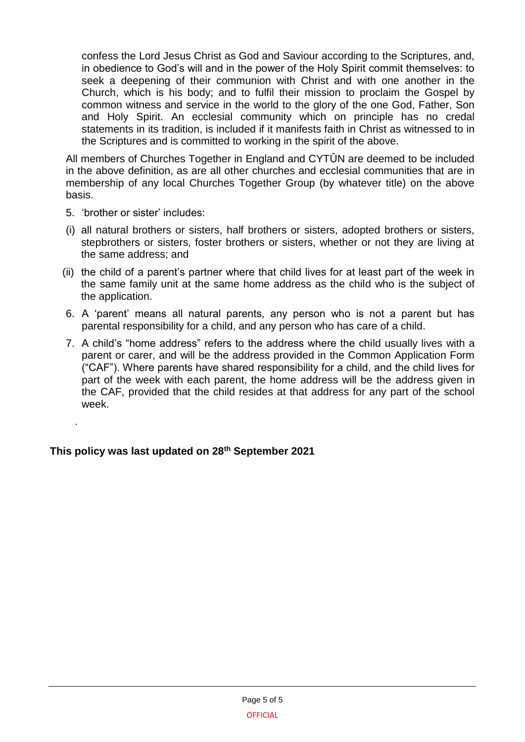confess the Lord Jesus Christ as God and Saviour according to the Scriptures, and, in obedience to God's will and in the power of the Holy Spirit commit themselves: to seek a deepening of their communion with Christ and with one another in the Church, which is his body; and to fulfil their mission to proclaim the Gospel by common witness and service in the world to the glory of the one God, Father, Son and Holy Spirit. An ecclesial community which on principle has no credal statements in its tradition, is included if it manifests faith in Christ as witnessed to in the Scriptures and is committed to working in the spirit of the above.

All members of Churches Together in England and CYTÛN are deemed to be included in the above definition, as are all other churches and ecclesial communities that are in membership of any local Churches Together Group (by whatever title) on the above basis.

5. 'brother or sister' includes:

(i) all natural brothers or sisters, half brothers or sisters, adopted brothers or sisters, stepbrothers or sisters, foster brothers or sisters, whether or not they are living at the same address; and

(ii) the child of a parent's partner where that child lives for at least part of the week in the same family unit at the same home address as the child who is the subject of the application.

6. A 'parent' means all natural parents, any person who is not a parent but has parental responsibility for a child, and any person who has care of a child.

7. A child's "home address" refers to the address where the child usually lives with a parent or carer, and will be the address provided in the Common Application Form ("CAF"). Where parents have shared responsibility for a child, and the child lives for part of the week with each parent, the home address will be the address given in the CAF, provided that the child resides at that address for any part of the school week.

.

**This policy was last updated on 28th September 2021**

OFFICIAL